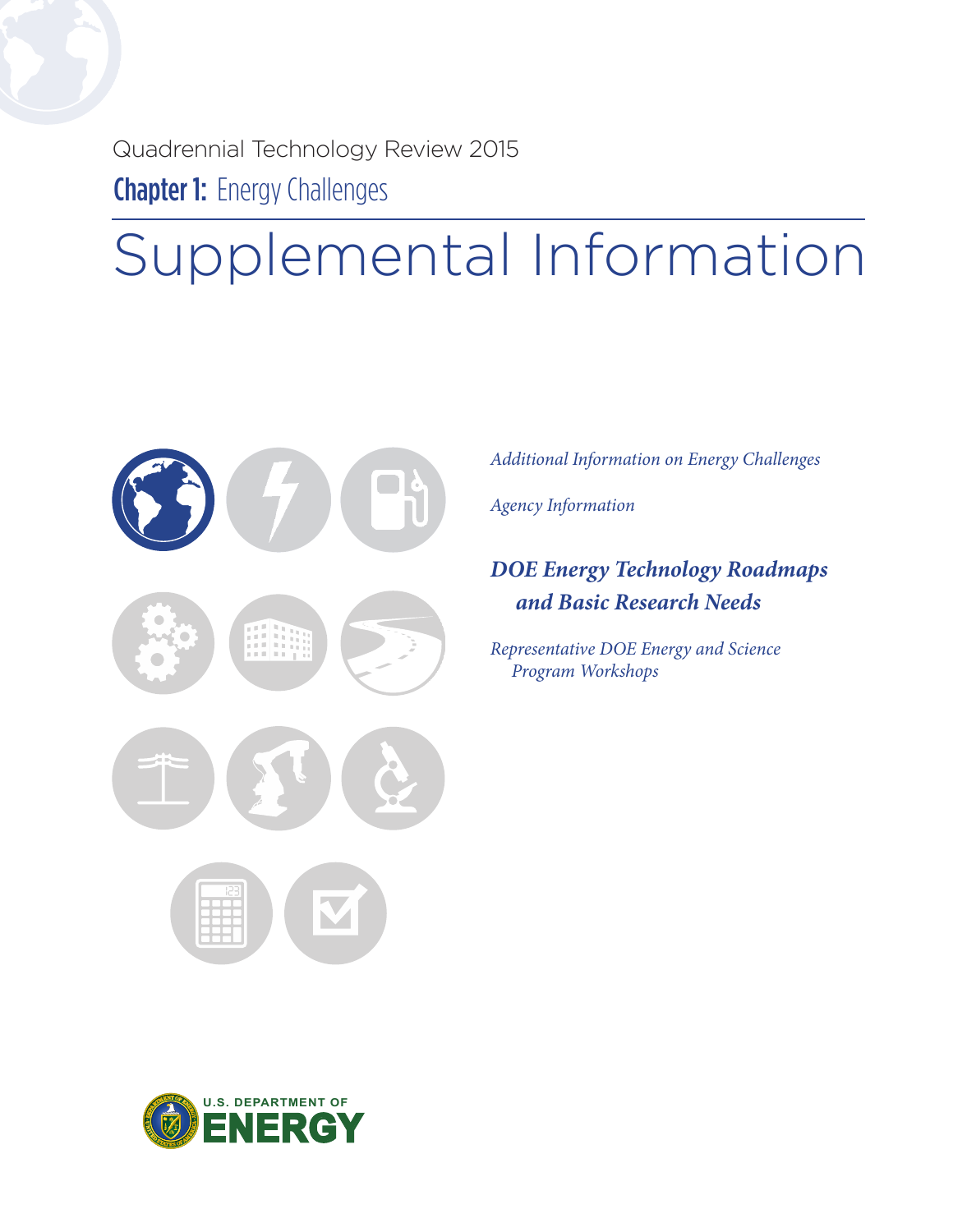Quadrennial Technology Review 2015

**Chapter 1:** Energy Challenges

# Supplemental Information

*Additional Information on Energy Challenges*

*Agency Information*

***DOE Energy Technology Roadmaps and Basic Research Needs***

*Representative DOE Energy and Science Program Workshops*

U.S. DEPARTMENT OF ENERGY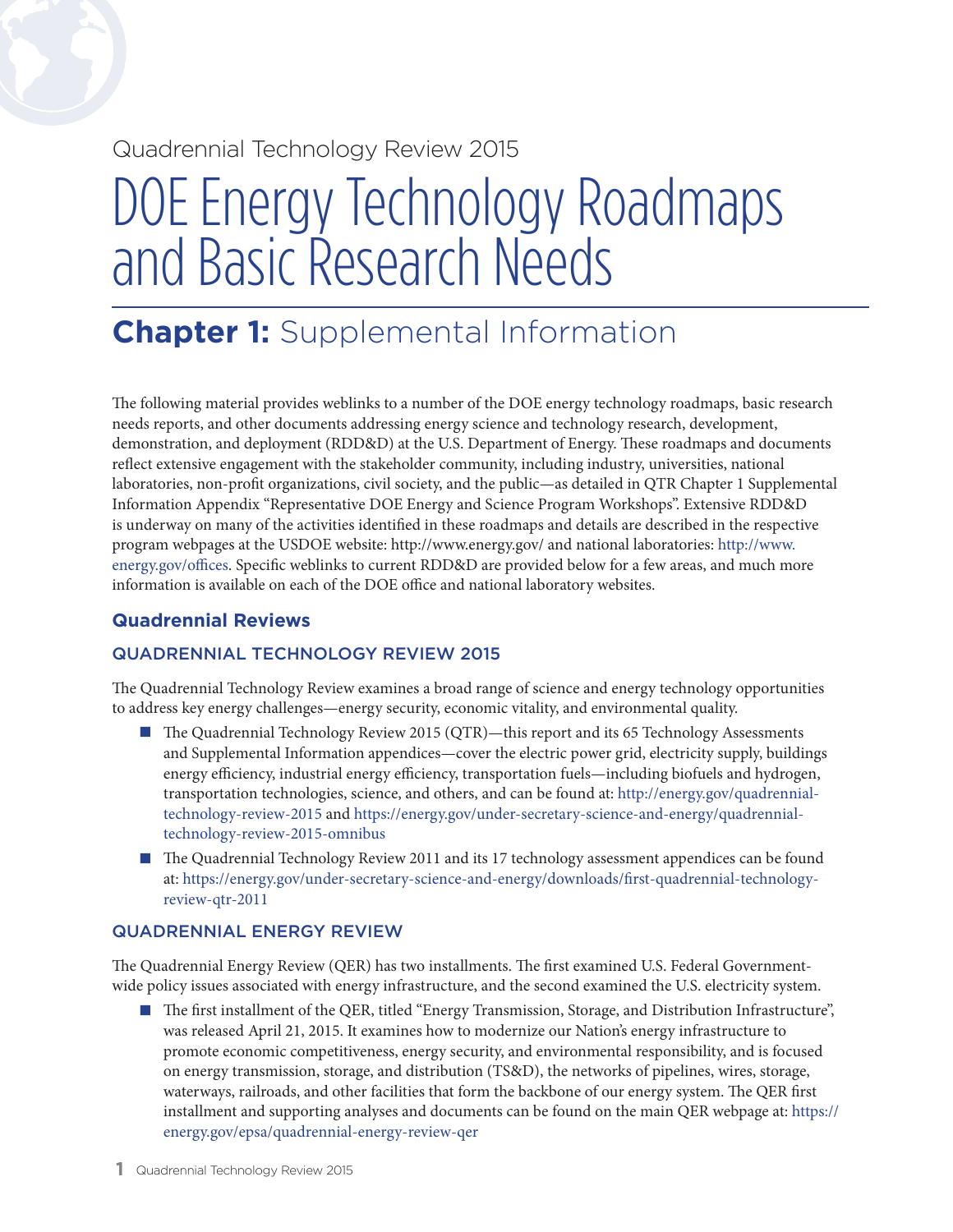Quadrennial Technology Review 2015

# DOE Energy Technology Roadmaps and Basic Research Needs

## **Chapter 1:** Supplemental Information

The following material provides weblinks to a number of the DOE energy technology roadmaps, basic research needs reports, and other documents addressing energy science and technology research, development, demonstration, and deployment (RDD&D) at the U.S. Department of Energy. These roadmaps and documents reflect extensive engagement with the stakeholder community, including industry, universities, national laboratories, non-profit organizations, civil society, and the public—as detailed in QTR Chapter 1 Supplemental Information Appendix "Representative DOE Energy and Science Program Workshops". Extensive RDD&D is underway on many of the activities identified in these roadmaps and details are described in the respective program webpages at the USDOE website: http://www.energy.gov/ and national laboratories: http://www.energy.gov/offices. Specific weblinks to current RDD&D are provided below for a few areas, and much more information is available on each of the DOE office and national laboratory websites.

### Quadrennial Reviews

#### QUADRENNIAL TECHNOLOGY REVIEW 2015

The Quadrennial Technology Review examines a broad range of science and energy technology opportunities to address key energy challenges—energy security, economic vitality, and environmental quality.

- The Quadrennial Technology Review 2015 (QTR)—this report and its 65 Technology Assessments and Supplemental Information appendices—cover the electric power grid, electricity supply, buildings energy efficiency, industrial energy efficiency, transportation fuels—including biofuels and hydrogen, transportation technologies, science, and others, and can be found at: http://energy.gov/quadrennial-technology-review-2015 and https://energy.gov/under-secretary-science-and-energy/quadrennial-technology-review-2015-omnibus
- The Quadrennial Technology Review 2011 and its 17 technology assessment appendices can be found at: https://energy.gov/under-secretary-science-and-energy/downloads/first-quadrennial-technology-review-qtr-2011

#### QUADRENNIAL ENERGY REVIEW

The Quadrennial Energy Review (QER) has two installments. The first examined U.S. Federal Government-wide policy issues associated with energy infrastructure, and the second examined the U.S. electricity system.

- The first installment of the QER, titled "Energy Transmission, Storage, and Distribution Infrastructure", was released April 21, 2015. It examines how to modernize our Nation's energy infrastructure to promote economic competitiveness, energy security, and environmental responsibility, and is focused on energy transmission, storage, and distribution (TS&D), the networks of pipelines, wires, storage, waterways, railroads, and other facilities that form the backbone of our energy system. The QER first installment and supporting analyses and documents can be found on the main QER webpage at: https://energy.gov/epsa/quadrennial-energy-review-qer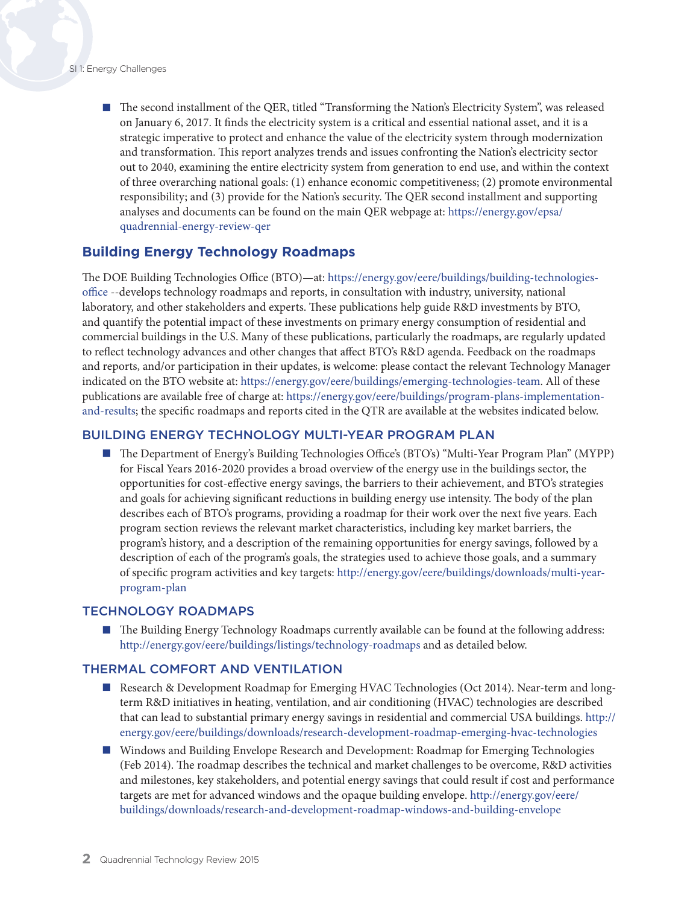- The second installment of the QER, titled "Transforming the Nation's Electricity System", was released on January 6, 2017. It finds the electricity system is a critical and essential national asset, and it is a strategic imperative to protect and enhance the value of the electricity system through modernization and transformation. This report analyzes trends and issues confronting the Nation's electricity sector out to 2040, examining the entire electricity system from generation to end use, and within the context of three overarching national goals: (1) enhance economic competitiveness; (2) promote environmental responsibility; and (3) provide for the Nation's security. The QER second installment and supporting analyses and documents can be found on the main QER webpage at: https://energy.gov/epsa/quadrennial-energy-review-qer

## Building Energy Technology Roadmaps

The DOE Building Technologies Office (BTO)—at: https://energy.gov/eere/buildings/building-technologies-office --develops technology roadmaps and reports, in consultation with industry, university, national laboratory, and other stakeholders and experts. These publications help guide R&D investments by BTO, and quantify the potential impact of these investments on primary energy consumption of residential and commercial buildings in the U.S. Many of these publications, particularly the roadmaps, are regularly updated to reflect technology advances and other changes that affect BTO's R&D agenda. Feedback on the roadmaps and reports, and/or participation in their updates, is welcome: please contact the relevant Technology Manager indicated on the BTO website at: https://energy.gov/eere/buildings/emerging-technologies-team. All of these publications are available free of charge at: https://energy.gov/eere/buildings/program-plans-implementation-and-results; the specific roadmaps and reports cited in the QTR are available at the websites indicated below.

### BUILDING ENERGY TECHNOLOGY MULTI-YEAR PROGRAM PLAN

- The Department of Energy's Building Technologies Office's (BTO's) "Multi-Year Program Plan" (MYPP) for Fiscal Years 2016-2020 provides a broad overview of the energy use in the buildings sector, the opportunities for cost-effective energy savings, the barriers to their achievement, and BTO's strategies and goals for achieving significant reductions in building energy use intensity. The body of the plan describes each of BTO's programs, providing a roadmap for their work over the next five years. Each program section reviews the relevant market characteristics, including key market barriers, the program's history, and a description of the remaining opportunities for energy savings, followed by a description of each of the program's goals, the strategies used to achieve those goals, and a summary of specific program activities and key targets: http://energy.gov/eere/buildings/downloads/multi-year-program-plan

### TECHNOLOGY ROADMAPS

- The Building Energy Technology Roadmaps currently available can be found at the following address: http://energy.gov/eere/buildings/listings/technology-roadmaps and as detailed below.

### THERMAL COMFORT AND VENTILATION

- Research & Development Roadmap for Emerging HVAC Technologies (Oct 2014). Near-term and long-term R&D initiatives in heating, ventilation, and air conditioning (HVAC) technologies are described that can lead to substantial primary energy savings in residential and commercial USA buildings. http://energy.gov/eere/buildings/downloads/research-development-roadmap-emerging-hvac-technologies
- Windows and Building Envelope Research and Development: Roadmap for Emerging Technologies (Feb 2014). The roadmap describes the technical and market challenges to be overcome, R&D activities and milestones, key stakeholders, and potential energy savings that could result if cost and performance targets are met for advanced windows and the opaque building envelope. http://energy.gov/eere/buildings/downloads/research-and-development-roadmap-windows-and-building-envelope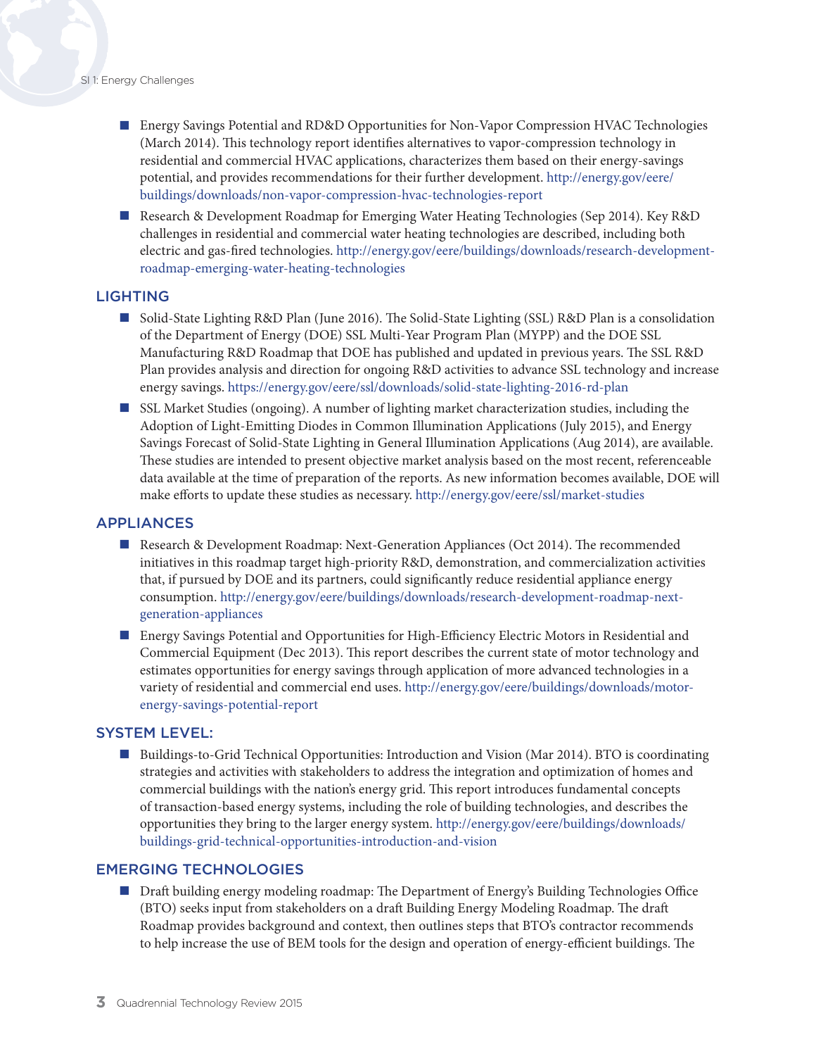- Energy Savings Potential and RD&D Opportunities for Non-Vapor Compression HVAC Technologies (March 2014). This technology report identifies alternatives to vapor-compression technology in residential and commercial HVAC applications, characterizes them based on their energy-savings potential, and provides recommendations for their further development. http://energy.gov/eere/buildings/downloads/non-vapor-compression-hvac-technologies-report
- Research & Development Roadmap for Emerging Water Heating Technologies (Sep 2014). Key R&D challenges in residential and commercial water heating technologies are described, including both electric and gas-fired technologies. http://energy.gov/eere/buildings/downloads/research-development-roadmap-emerging-water-heating-technologies

## LIGHTING

- Solid-State Lighting R&D Plan (June 2016). The Solid-State Lighting (SSL) R&D Plan is a consolidation of the Department of Energy (DOE) SSL Multi-Year Program Plan (MYPP) and the DOE SSL Manufacturing R&D Roadmap that DOE has published and updated in previous years. The SSL R&D Plan provides analysis and direction for ongoing R&D activities to advance SSL technology and increase energy savings. https://energy.gov/eere/ssl/downloads/solid-state-lighting-2016-rd-plan
- SSL Market Studies (ongoing). A number of lighting market characterization studies, including the Adoption of Light-Emitting Diodes in Common Illumination Applications (July 2015), and Energy Savings Forecast of Solid-State Lighting in General Illumination Applications (Aug 2014), are available. These studies are intended to present objective market analysis based on the most recent, referenceable data available at the time of preparation of the reports. As new information becomes available, DOE will make efforts to update these studies as necessary. http://energy.gov/eere/ssl/market-studies

## APPLIANCES

- Research & Development Roadmap: Next-Generation Appliances (Oct 2014). The recommended initiatives in this roadmap target high-priority R&D, demonstration, and commercialization activities that, if pursued by DOE and its partners, could significantly reduce residential appliance energy consumption. http://energy.gov/eere/buildings/downloads/research-development-roadmap-next-generation-appliances
- Energy Savings Potential and Opportunities for High-Efficiency Electric Motors in Residential and Commercial Equipment (Dec 2013). This report describes the current state of motor technology and estimates opportunities for energy savings through application of more advanced technologies in a variety of residential and commercial end uses. http://energy.gov/eere/buildings/downloads/motor-energy-savings-potential-report

## SYSTEM LEVEL:

- Buildings-to-Grid Technical Opportunities: Introduction and Vision (Mar 2014). BTO is coordinating strategies and activities with stakeholders to address the integration and optimization of homes and commercial buildings with the nation's energy grid. This report introduces fundamental concepts of transaction-based energy systems, including the role of building technologies, and describes the opportunities they bring to the larger energy system. http://energy.gov/eere/buildings/downloads/buildings-grid-technical-opportunities-introduction-and-vision

## EMERGING TECHNOLOGIES

- Draft building energy modeling roadmap: The Department of Energy's Building Technologies Office (BTO) seeks input from stakeholders on a draft Building Energy Modeling Roadmap. The draft Roadmap provides background and context, then outlines steps that BTO's contractor recommends to help increase the use of BEM tools for the design and operation of energy-efficient buildings. The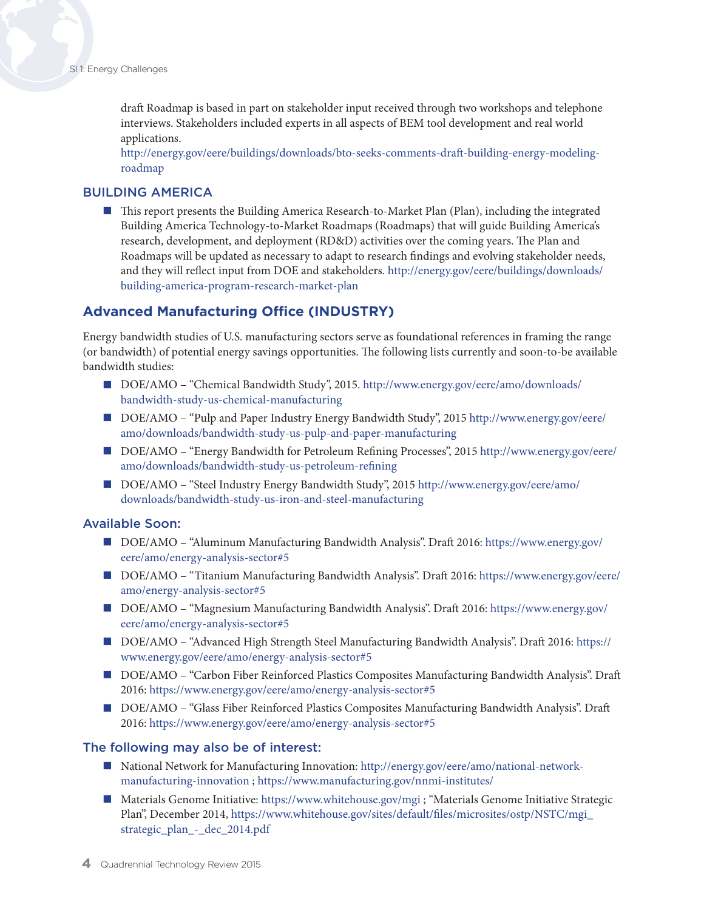draft Roadmap is based in part on stakeholder input received through two workshops and telephone interviews. Stakeholders included experts in all aspects of BEM tool development and real world applications.
http://energy.gov/eere/buildings/downloads/bto-seeks-comments-draft-building-energy-modeling-roadmap

### BUILDING AMERICA

- This report presents the Building America Research-to-Market Plan (Plan), including the integrated Building America Technology-to-Market Roadmaps (Roadmaps) that will guide Building America's research, development, and deployment (RD&D) activities over the coming years. The Plan and Roadmaps will be updated as necessary to adapt to research findings and evolving stakeholder needs, and they will reflect input from DOE and stakeholders. http://energy.gov/eere/buildings/downloads/building-america-program-research-market-plan

## Advanced Manufacturing Office (INDUSTRY)

Energy bandwidth studies of U.S. manufacturing sectors serve as foundational references in framing the range (or bandwidth) of potential energy savings opportunities. The following lists currently and soon-to-be available bandwidth studies:

- DOE/AMO – "Chemical Bandwidth Study", 2015. http://www.energy.gov/eere/amo/downloads/bandwidth-study-us-chemical-manufacturing
- DOE/AMO – "Pulp and Paper Industry Energy Bandwidth Study", 2015 http://www.energy.gov/eere/amo/downloads/bandwidth-study-us-pulp-and-paper-manufacturing
- DOE/AMO – "Energy Bandwidth for Petroleum Refining Processes", 2015 http://www.energy.gov/eere/amo/downloads/bandwidth-study-us-petroleum-refining
- DOE/AMO – "Steel Industry Energy Bandwidth Study", 2015 http://www.energy.gov/eere/amo/downloads/bandwidth-study-us-iron-and-steel-manufacturing

### Available Soon:

- DOE/AMO – "Aluminum Manufacturing Bandwidth Analysis". Draft 2016: https://www.energy.gov/eere/amo/energy-analysis-sector#5
- DOE/AMO – "Titanium Manufacturing Bandwidth Analysis". Draft 2016: https://www.energy.gov/eere/amo/energy-analysis-sector#5
- DOE/AMO – "Magnesium Manufacturing Bandwidth Analysis". Draft 2016: https://www.energy.gov/eere/amo/energy-analysis-sector#5
- DOE/AMO – "Advanced High Strength Steel Manufacturing Bandwidth Analysis". Draft 2016: https://www.energy.gov/eere/amo/energy-analysis-sector#5
- DOE/AMO – "Carbon Fiber Reinforced Plastics Composites Manufacturing Bandwidth Analysis". Draft 2016: https://www.energy.gov/eere/amo/energy-analysis-sector#5
- DOE/AMO – "Glass Fiber Reinforced Plastics Composites Manufacturing Bandwidth Analysis". Draft 2016: https://www.energy.gov/eere/amo/energy-analysis-sector#5

### The following may also be of interest:

- National Network for Manufacturing Innovation: http://energy.gov/eere/amo/national-network-manufacturing-innovation ; https://www.manufacturing.gov/nnmi-institutes/
- Materials Genome Initiative: https://www.whitehouse.gov/mgi ; "Materials Genome Initiative Strategic Plan", December 2014, https://www.whitehouse.gov/sites/default/files/microsites/ostp/NSTC/mgi_strategic_plan_-_dec_2014.pdf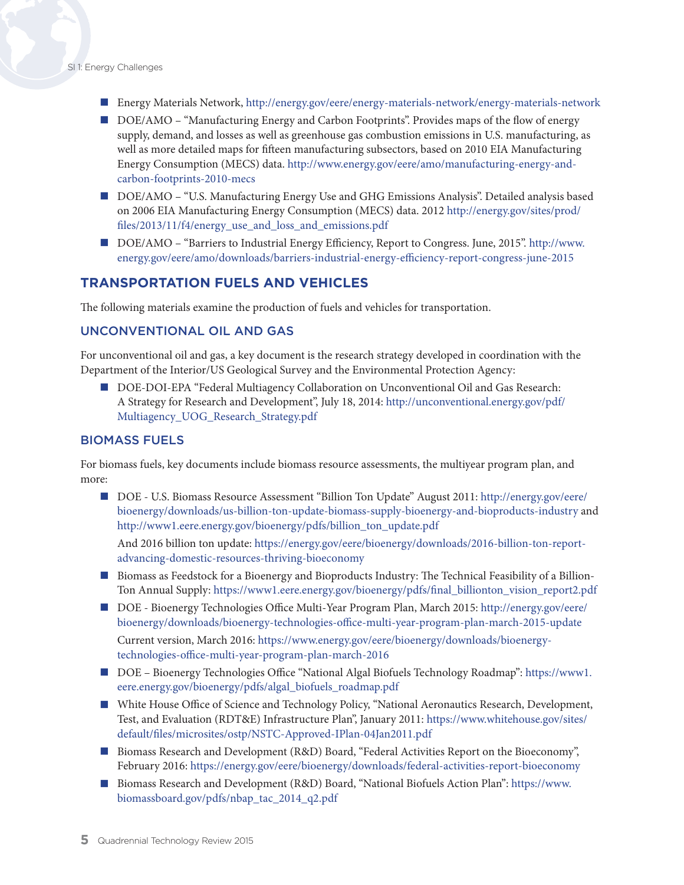- Energy Materials Network, http://energy.gov/eere/energy-materials-network/energy-materials-network
- DOE/AMO – "Manufacturing Energy and Carbon Footprints". Provides maps of the flow of energy supply, demand, and losses as well as greenhouse gas combustion emissions in U.S. manufacturing, as well as more detailed maps for fifteen manufacturing subsectors, based on 2010 EIA Manufacturing Energy Consumption (MECS) data. http://www.energy.gov/eere/amo/manufacturing-energy-and-carbon-footprints-2010-mecs
- DOE/AMO – "U.S. Manufacturing Energy Use and GHG Emissions Analysis". Detailed analysis based on 2006 EIA Manufacturing Energy Consumption (MECS) data. 2012 http://energy.gov/sites/prod/files/2013/11/f4/energy_use_and_loss_and_emissions.pdf
- DOE/AMO – "Barriers to Industrial Energy Efficiency, Report to Congress. June, 2015". http://www.energy.gov/eere/amo/downloads/barriers-industrial-energy-efficiency-report-congress-june-2015

## TRANSPORTATION FUELS AND VEHICLES

The following materials examine the production of fuels and vehicles for transportation.

### UNCONVENTIONAL OIL AND GAS

For unconventional oil and gas, a key document is the research strategy developed in coordination with the Department of the Interior/US Geological Survey and the Environmental Protection Agency:

- DOE-DOI-EPA "Federal Multiagency Collaboration on Unconventional Oil and Gas Research: A Strategy for Research and Development", July 18, 2014: http://unconventional.energy.gov/pdf/Multiagency_UOG_Research_Strategy.pdf

### BIOMASS FUELS

For biomass fuels, key documents include biomass resource assessments, the multiyear program plan, and more:

- DOE - U.S. Biomass Resource Assessment "Billion Ton Update" August 2011: http://energy.gov/eere/bioenergy/downloads/us-billion-ton-update-biomass-supply-bioenergy-and-bioproducts-industry and http://www1.eere.energy.gov/bioenergy/pdfs/billion_ton_update.pdf

  And 2016 billion ton update: https://energy.gov/eere/bioenergy/downloads/2016-billion-ton-report-advancing-domestic-resources-thriving-bioeconomy
- Biomass as Feedstock for a Bioenergy and Bioproducts Industry: The Technical Feasibility of a Billion-Ton Annual Supply: https://www1.eere.energy.gov/bioenergy/pdfs/final_billionton_vision_report2.pdf
- DOE - Bioenergy Technologies Office Multi-Year Program Plan, March 2015: http://energy.gov/eere/bioenergy/downloads/bioenergy-technologies-office-multi-year-program-plan-march-2015-update

  Current version, March 2016: https://www.energy.gov/eere/bioenergy/downloads/bioenergy-technologies-office-multi-year-program-plan-march-2016
- DOE – Bioenergy Technologies Office "National Algal Biofuels Technology Roadmap": https://www1.eere.energy.gov/bioenergy/pdfs/algal_biofuels_roadmap.pdf
- White House Office of Science and Technology Policy, "National Aeronautics Research, Development, Test, and Evaluation (RDT&E) Infrastructure Plan", January 2011: https://www.whitehouse.gov/sites/default/files/microsites/ostp/NSTC-Approved-IPlan-04Jan2011.pdf
- Biomass Research and Development (R&D) Board, "Federal Activities Report on the Bioeconomy", February 2016: https://energy.gov/eere/bioenergy/downloads/federal-activities-report-bioeconomy
- Biomass Research and Development (R&D) Board, "National Biofuels Action Plan": https://www.biomassboard.gov/pdfs/nbap_tac_2014_q2.pdf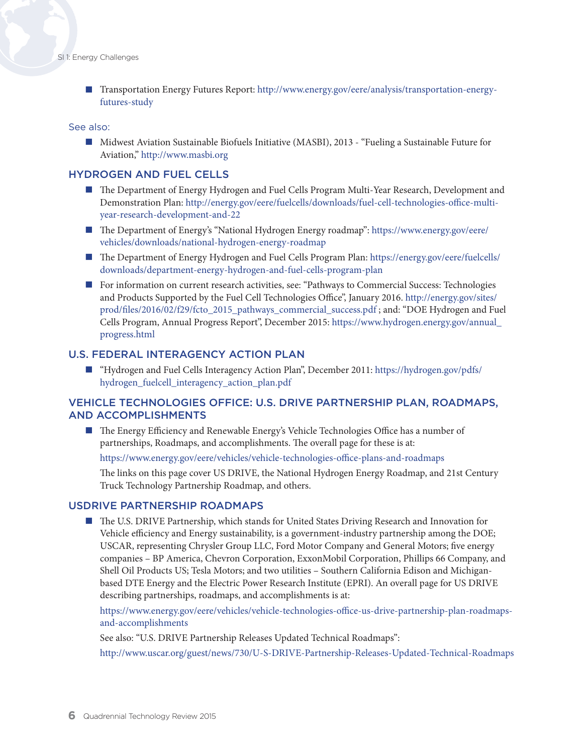- Transportation Energy Futures Report: http://www.energy.gov/eere/analysis/transportation-energy-futures-study

See also:

- Midwest Aviation Sustainable Biofuels Initiative (MASBI), 2013 - "Fueling a Sustainable Future for Aviation," http://www.masbi.org

## HYDROGEN AND FUEL CELLS

- The Department of Energy Hydrogen and Fuel Cells Program Multi-Year Research, Development and Demonstration Plan: http://energy.gov/eere/fuelcells/downloads/fuel-cell-technologies-office-multi-year-research-development-and-22
- The Department of Energy's "National Hydrogen Energy roadmap": https://www.energy.gov/eere/vehicles/downloads/national-hydrogen-energy-roadmap
- The Department of Energy Hydrogen and Fuel Cells Program Plan: https://energy.gov/eere/fuelcells/downloads/department-energy-hydrogen-and-fuel-cells-program-plan
- For information on current research activities, see: "Pathways to Commercial Success: Technologies and Products Supported by the Fuel Cell Technologies Office", January 2016. http://energy.gov/sites/prod/files/2016/02/f29/fcto_2015_pathways_commercial_success.pdf ; and: "DOE Hydrogen and Fuel Cells Program, Annual Progress Report", December 2015: https://www.hydrogen.energy.gov/annual_progress.html

## U.S. FEDERAL INTERAGENCY ACTION PLAN

- "Hydrogen and Fuel Cells Interagency Action Plan", December 2011: https://hydrogen.gov/pdfs/hydrogen_fuelcell_interagency_action_plan.pdf

## VEHICLE TECHNOLOGIES OFFICE: U.S. DRIVE PARTNERSHIP PLAN, ROADMAPS, AND ACCOMPLISHMENTS

- The Energy Efficiency and Renewable Energy's Vehicle Technologies Office has a number of partnerships, Roadmaps, and accomplishments. The overall page for these is at:

  https://www.energy.gov/eere/vehicles/vehicle-technologies-office-plans-and-roadmaps

  The links on this page cover US DRIVE, the National Hydrogen Energy Roadmap, and 21st Century Truck Technology Partnership Roadmap, and others.

## USDRIVE PARTNERSHIP ROADMAPS

- The U.S. DRIVE Partnership, which stands for United States Driving Research and Innovation for Vehicle efficiency and Energy sustainability, is a government-industry partnership among the DOE; USCAR, representing Chrysler Group LLC, Ford Motor Company and General Motors; five energy companies – BP America, Chevron Corporation, ExxonMobil Corporation, Phillips 66 Company, and Shell Oil Products US; Tesla Motors; and two utilities – Southern California Edison and Michigan-based DTE Energy and the Electric Power Research Institute (EPRI). An overall page for US DRIVE describing partnerships, roadmaps, and accomplishments is at:

  https://www.energy.gov/eere/vehicles/vehicle-technologies-office-us-drive-partnership-plan-roadmaps-and-accomplishments

  See also: "U.S. DRIVE Partnership Releases Updated Technical Roadmaps":

  http://www.uscar.org/guest/news/730/U-S-DRIVE-Partnership-Releases-Updated-Technical-Roadmaps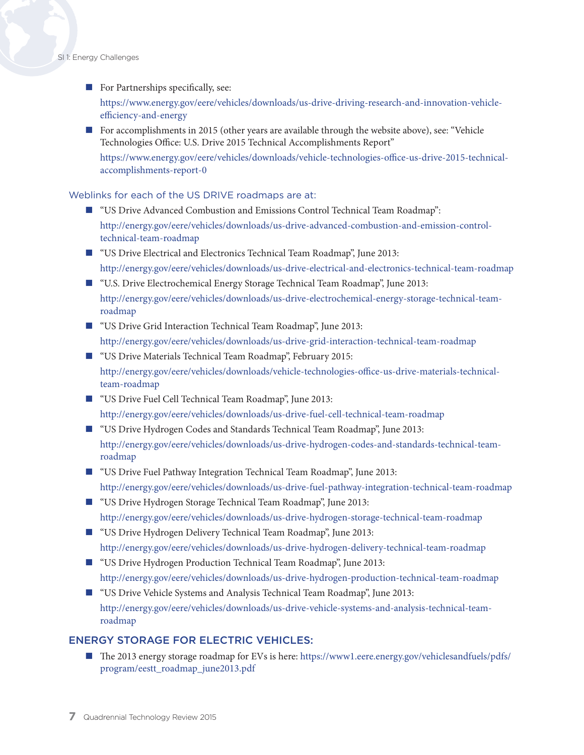- For Partnerships specifically, see:
  https://www.energy.gov/eere/vehicles/downloads/us-drive-driving-research-and-innovation-vehicle-efficiency-and-energy
- For accomplishments in 2015 (other years are available through the website above), see: "Vehicle Technologies Office: U.S. Drive 2015 Technical Accomplishments Report"
  https://www.energy.gov/eere/vehicles/downloads/vehicle-technologies-office-us-drive-2015-technical-accomplishments-report-0

### Weblinks for each of the US DRIVE roadmaps are at:

- "US Drive Advanced Combustion and Emissions Control Technical Team Roadmap":
  http://energy.gov/eere/vehicles/downloads/us-drive-advanced-combustion-and-emission-control-technical-team-roadmap
- "US Drive Electrical and Electronics Technical Team Roadmap", June 2013:
  http://energy.gov/eere/vehicles/downloads/us-drive-electrical-and-electronics-technical-team-roadmap
- "U.S. Drive Electrochemical Energy Storage Technical Team Roadmap", June 2013:
  http://energy.gov/eere/vehicles/downloads/us-drive-electrochemical-energy-storage-technical-team-roadmap
- "US Drive Grid Interaction Technical Team Roadmap", June 2013:
  http://energy.gov/eere/vehicles/downloads/us-drive-grid-interaction-technical-team-roadmap
- "US Drive Materials Technical Team Roadmap", February 2015:
  http://energy.gov/eere/vehicles/downloads/vehicle-technologies-office-us-drive-materials-technical-team-roadmap
- "US Drive Fuel Cell Technical Team Roadmap", June 2013:
  http://energy.gov/eere/vehicles/downloads/us-drive-fuel-cell-technical-team-roadmap
- "US Drive Hydrogen Codes and Standards Technical Team Roadmap", June 2013:
  http://energy.gov/eere/vehicles/downloads/us-drive-hydrogen-codes-and-standards-technical-team-roadmap
- "US Drive Fuel Pathway Integration Technical Team Roadmap", June 2013:
  http://energy.gov/eere/vehicles/downloads/us-drive-fuel-pathway-integration-technical-team-roadmap
- "US Drive Hydrogen Storage Technical Team Roadmap", June 2013:
  http://energy.gov/eere/vehicles/downloads/us-drive-hydrogen-storage-technical-team-roadmap
- "US Drive Hydrogen Delivery Technical Team Roadmap", June 2013:
  http://energy.gov/eere/vehicles/downloads/us-drive-hydrogen-delivery-technical-team-roadmap
- "US Drive Hydrogen Production Technical Team Roadmap", June 2013:
  http://energy.gov/eere/vehicles/downloads/us-drive-hydrogen-production-technical-team-roadmap
- "US Drive Vehicle Systems and Analysis Technical Team Roadmap", June 2013:
  http://energy.gov/eere/vehicles/downloads/us-drive-vehicle-systems-and-analysis-technical-team-roadmap

## ENERGY STORAGE FOR ELECTRIC VEHICLES:

- The 2013 energy storage roadmap for EVs is here: https://www1.eere.energy.gov/vehiclesandfuels/pdfs/program/eestt_roadmap_june2013.pdf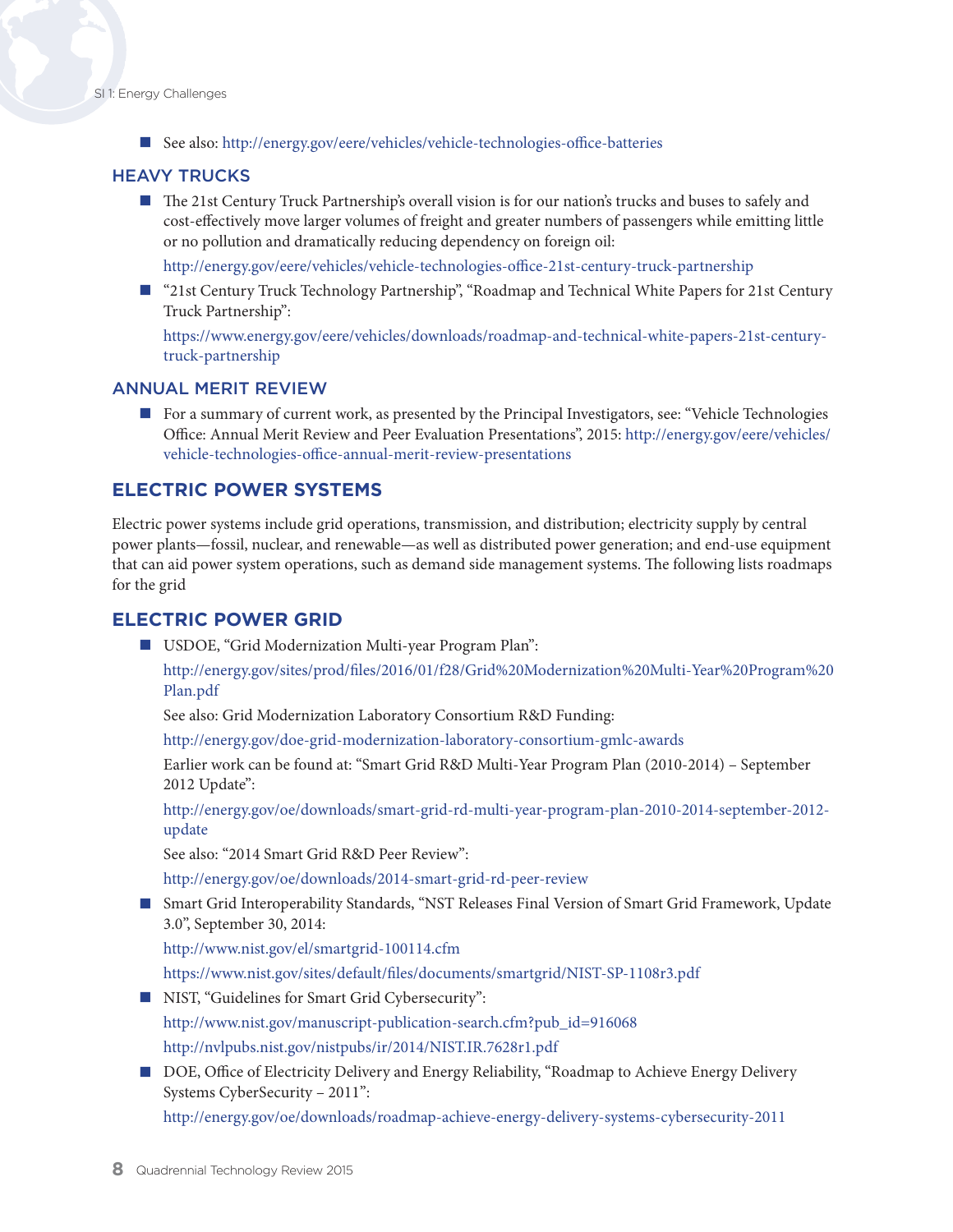- See also: http://energy.gov/eere/vehicles/vehicle-technologies-office-batteries

### HEAVY TRUCKS

- The 21st Century Truck Partnership's overall vision is for our nation's trucks and buses to safely and cost-effectively move larger volumes of freight and greater numbers of passengers while emitting little or no pollution and dramatically reducing dependency on foreign oil:

  http://energy.gov/eere/vehicles/vehicle-technologies-office-21st-century-truck-partnership

- "21st Century Truck Technology Partnership", "Roadmap and Technical White Papers for 21st Century Truck Partnership":

  https://www.energy.gov/eere/vehicles/downloads/roadmap-and-technical-white-papers-21st-century-truck-partnership

### ANNUAL MERIT REVIEW

- For a summary of current work, as presented by the Principal Investigators, see: "Vehicle Technologies Office: Annual Merit Review and Peer Evaluation Presentations", 2015: http://energy.gov/eere/vehicles/vehicle-technologies-office-annual-merit-review-presentations

## ELECTRIC POWER SYSTEMS

Electric power systems include grid operations, transmission, and distribution; electricity supply by central power plants—fossil, nuclear, and renewable—as well as distributed power generation; and end-use equipment that can aid power system operations, such as demand side management systems. The following lists roadmaps for the grid

## ELECTRIC POWER GRID

- USDOE, "Grid Modernization Multi-year Program Plan":

  http://energy.gov/sites/prod/files/2016/01/f28/Grid%20Modernization%20Multi-Year%20Program%20Plan.pdf

  See also: Grid Modernization Laboratory Consortium R&D Funding:

  http://energy.gov/doe-grid-modernization-laboratory-consortium-gmlc-awards

  Earlier work can be found at: "Smart Grid R&D Multi-Year Program Plan (2010-2014) – September 2012 Update":

  http://energy.gov/oe/downloads/smart-grid-rd-multi-year-program-plan-2010-2014-september-2012-update

  See also: "2014 Smart Grid R&D Peer Review":

  http://energy.gov/oe/downloads/2014-smart-grid-rd-peer-review

- Smart Grid Interoperability Standards, "NST Releases Final Version of Smart Grid Framework, Update 3.0", September 30, 2014:

  http://www.nist.gov/el/smartgrid-100114.cfm

  https://www.nist.gov/sites/default/files/documents/smartgrid/NIST-SP-1108r3.pdf

- NIST, "Guidelines for Smart Grid Cybersecurity":

  http://www.nist.gov/manuscript-publication-search.cfm?pub_id=916068

  http://nvlpubs.nist.gov/nistpubs/ir/2014/NIST.IR.7628r1.pdf

- DOE, Office of Electricity Delivery and Energy Reliability, "Roadmap to Achieve Energy Delivery Systems CyberSecurity – 2011":

  http://energy.gov/oe/downloads/roadmap-achieve-energy-delivery-systems-cybersecurity-2011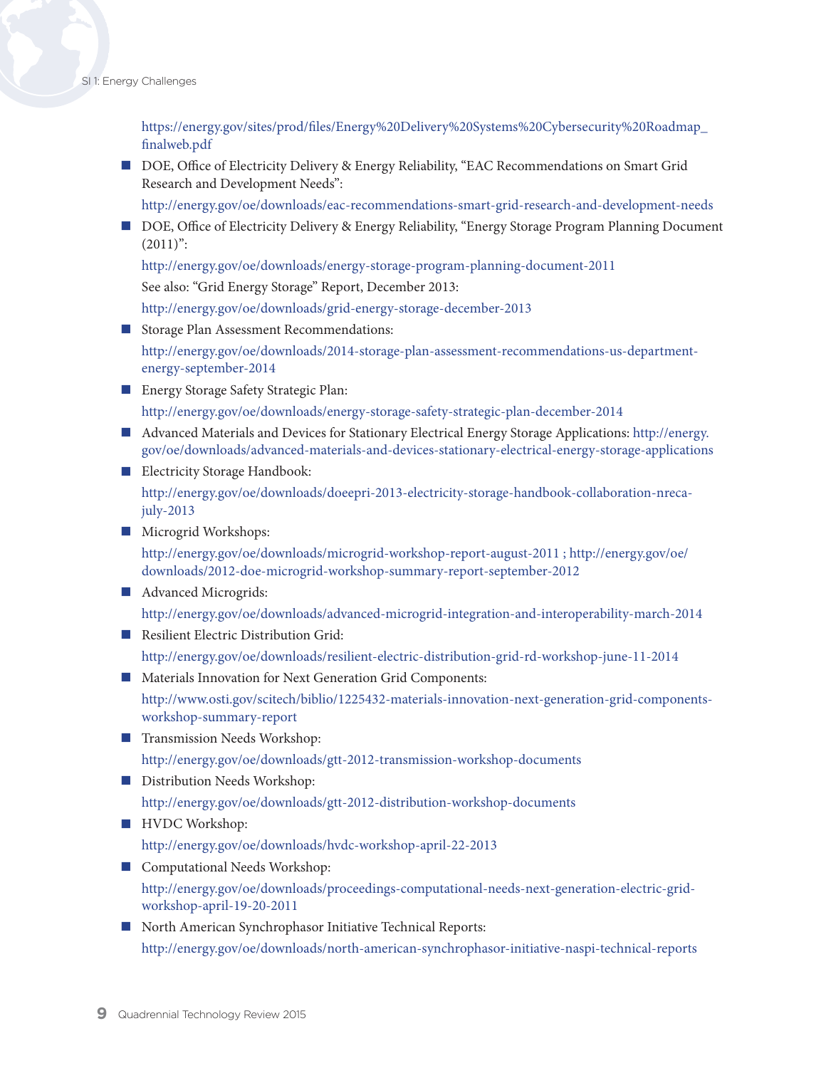https://energy.gov/sites/prod/files/Energy%20Delivery%20Systems%20Cybersecurity%20Roadmap_finalweb.pdf

- DOE, Office of Electricity Delivery & Energy Reliability, "EAC Recommendations on Smart Grid Research and Development Needs":
  http://energy.gov/oe/downloads/eac-recommendations-smart-grid-research-and-development-needs
- DOE, Office of Electricity Delivery & Energy Reliability, "Energy Storage Program Planning Document (2011)":
  http://energy.gov/oe/downloads/energy-storage-program-planning-document-2011
  See also: "Grid Energy Storage" Report, December 2013:
  http://energy.gov/oe/downloads/grid-energy-storage-december-2013
- Storage Plan Assessment Recommendations:
  http://energy.gov/oe/downloads/2014-storage-plan-assessment-recommendations-us-department-energy-september-2014
- Energy Storage Safety Strategic Plan:
  http://energy.gov/oe/downloads/energy-storage-safety-strategic-plan-december-2014
- Advanced Materials and Devices for Stationary Electrical Energy Storage Applications: http://energy.gov/oe/downloads/advanced-materials-and-devices-stationary-electrical-energy-storage-applications
- Electricity Storage Handbook:
  http://energy.gov/oe/downloads/doeepri-2013-electricity-storage-handbook-collaboration-nreca-july-2013
- Microgrid Workshops:
  http://energy.gov/oe/downloads/microgrid-workshop-report-august-2011 ; http://energy.gov/oe/downloads/2012-doe-microgrid-workshop-summary-report-september-2012
- Advanced Microgrids:
  http://energy.gov/oe/downloads/advanced-microgrid-integration-and-interoperability-march-2014
- Resilient Electric Distribution Grid:
  http://energy.gov/oe/downloads/resilient-electric-distribution-grid-rd-workshop-june-11-2014
- Materials Innovation for Next Generation Grid Components:
  http://www.osti.gov/scitech/biblio/1225432-materials-innovation-next-generation-grid-components-workshop-summary-report
- Transmission Needs Workshop:
  http://energy.gov/oe/downloads/gtt-2012-transmission-workshop-documents
- Distribution Needs Workshop:
  http://energy.gov/oe/downloads/gtt-2012-distribution-workshop-documents
- HVDC Workshop:
  http://energy.gov/oe/downloads/hvdc-workshop-april-22-2013
- Computational Needs Workshop:
  http://energy.gov/oe/downloads/proceedings-computational-needs-next-generation-electric-grid-workshop-april-19-20-2011
- North American Synchrophasor Initiative Technical Reports:
  http://energy.gov/oe/downloads/north-american-synchrophasor-initiative-naspi-technical-reports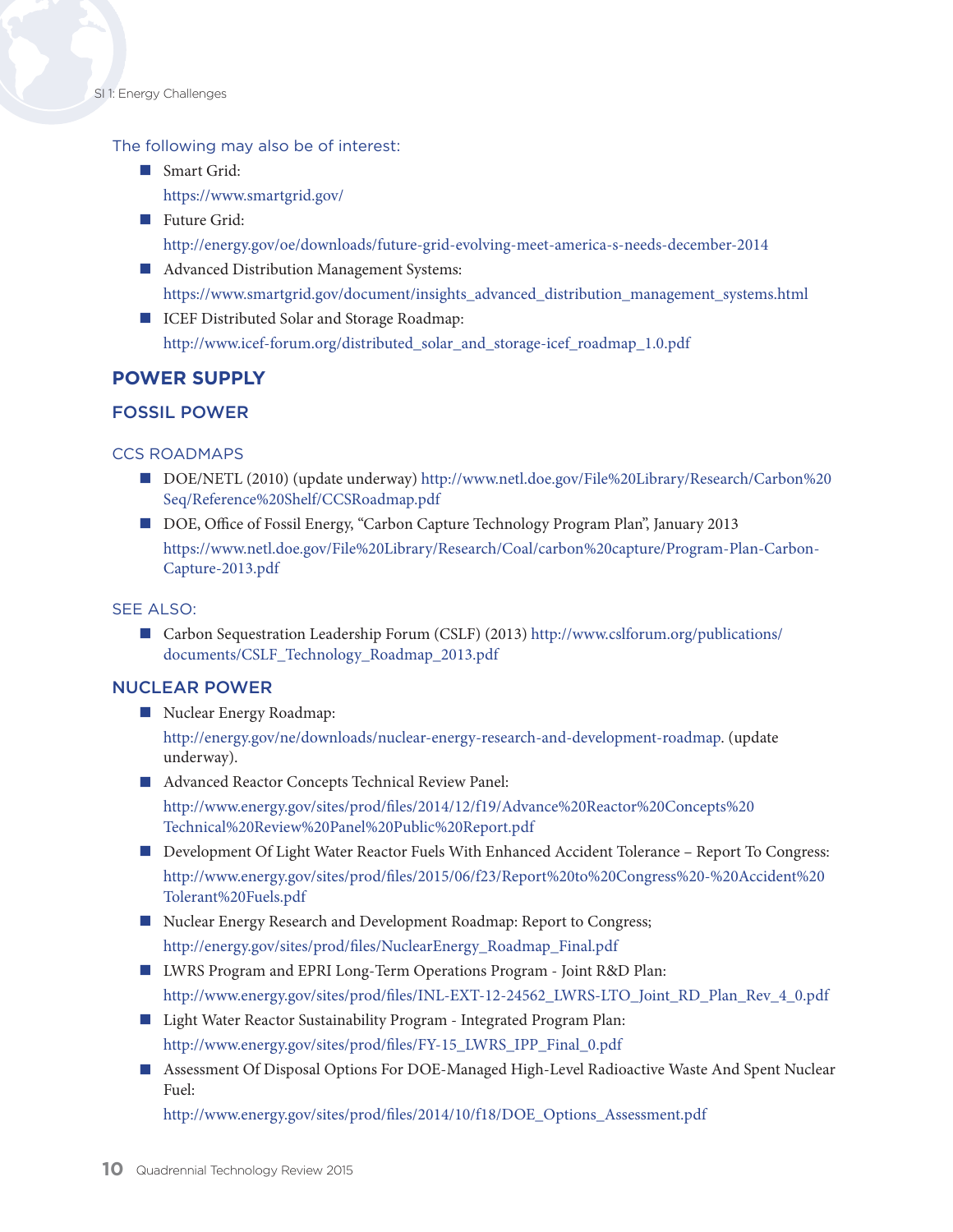The following may also be of interest:

- Smart Grid:
  https://www.smartgrid.gov/
- Future Grid:
  http://energy.gov/oe/downloads/future-grid-evolving-meet-america-s-needs-december-2014
- Advanced Distribution Management Systems:
  https://www.smartgrid.gov/document/insights_advanced_distribution_management_systems.html
- ICEF Distributed Solar and Storage Roadmap:
  http://www.icef-forum.org/distributed_solar_and_storage-icef_roadmap_1.0.pdf

## POWER SUPPLY

## FOSSIL POWER

### CCS ROADMAPS

- DOE/NETL (2010) (update underway) http://www.netl.doe.gov/File%20Library/Research/Carbon%20Seq/Reference%20Shelf/CCSRoadmap.pdf
- DOE, Office of Fossil Energy, "Carbon Capture Technology Program Plan", January 2013
  https://www.netl.doe.gov/File%20Library/Research/Coal/carbon%20capture/Program-Plan-Carbon-Capture-2013.pdf

### SEE ALSO:

- Carbon Sequestration Leadership Forum (CSLF) (2013) http://www.cslforum.org/publications/documents/CSLF_Technology_Roadmap_2013.pdf

## NUCLEAR POWER

- Nuclear Energy Roadmap:
  http://energy.gov/ne/downloads/nuclear-energy-research-and-development-roadmap. (update underway).
- Advanced Reactor Concepts Technical Review Panel:
  http://www.energy.gov/sites/prod/files/2014/12/f19/Advance%20Reactor%20Concepts%20Technical%20Review%20Panel%20Public%20Report.pdf
- Development Of Light Water Reactor Fuels With Enhanced Accident Tolerance – Report To Congress:
  http://www.energy.gov/sites/prod/files/2015/06/f23/Report%20to%20Congress%20-%20Accident%20Tolerant%20Fuels.pdf
- Nuclear Energy Research and Development Roadmap: Report to Congress;
  http://energy.gov/sites/prod/files/NuclearEnergy_Roadmap_Final.pdf
- LWRS Program and EPRI Long-Term Operations Program - Joint R&D Plan:
  http://www.energy.gov/sites/prod/files/INL-EXT-12-24562_LWRS-LTO_Joint_RD_Plan_Rev_4_0.pdf
- Light Water Reactor Sustainability Program - Integrated Program Plan:
  http://www.energy.gov/sites/prod/files/FY-15_LWRS_IPP_Final_0.pdf
- Assessment Of Disposal Options For DOE-Managed High-Level Radioactive Waste And Spent Nuclear Fuel:
  http://www.energy.gov/sites/prod/files/2014/10/f18/DOE_Options_Assessment.pdf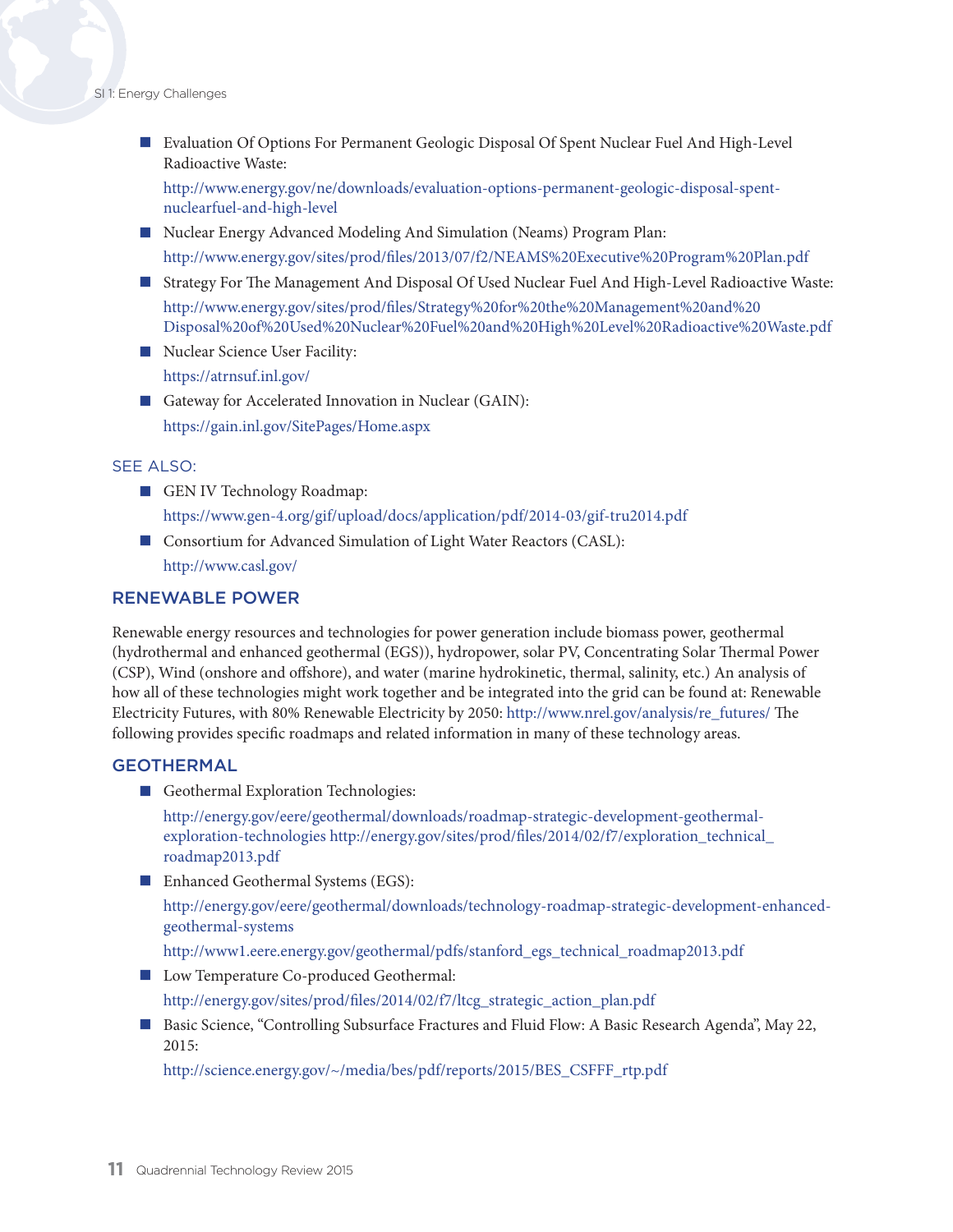- Evaluation Of Options For Permanent Geologic Disposal Of Spent Nuclear Fuel And High-Level Radioactive Waste:

  http://www.energy.gov/ne/downloads/evaluation-options-permanent-geologic-disposal-spent-nuclearfuel-and-high-level

- Nuclear Energy Advanced Modeling And Simulation (Neams) Program Plan:

  http://www.energy.gov/sites/prod/files/2013/07/f2/NEAMS%20Executive%20Program%20Plan.pdf

- Strategy For The Management And Disposal Of Used Nuclear Fuel And High-Level Radioactive Waste:

  http://www.energy.gov/sites/prod/files/Strategy%20for%20the%20Management%20and%20Disposal%20of%20Used%20Nuclear%20Fuel%20and%20High%20Level%20Radioactive%20Waste.pdf

- Nuclear Science User Facility:

  https://atrnsuf.inl.gov/

- Gateway for Accelerated Innovation in Nuclear (GAIN):

  https://gain.inl.gov/SitePages/Home.aspx

SEE ALSO:

- GEN IV Technology Roadmap:

  https://www.gen-4.org/gif/upload/docs/application/pdf/2014-03/gif-tru2014.pdf

- Consortium for Advanced Simulation of Light Water Reactors (CASL):

  http://www.casl.gov/

## RENEWABLE POWER

Renewable energy resources and technologies for power generation include biomass power, geothermal (hydrothermal and enhanced geothermal (EGS)), hydropower, solar PV, Concentrating Solar Thermal Power (CSP), Wind (onshore and offshore), and water (marine hydrokinetic, thermal, salinity, etc.) An analysis of how all of these technologies might work together and be integrated into the grid can be found at: Renewable Electricity Futures, with 80% Renewable Electricity by 2050: http://www.nrel.gov/analysis/re_futures/ The following provides specific roadmaps and related information in many of these technology areas.

## GEOTHERMAL

- Geothermal Exploration Technologies:

  http://energy.gov/eere/geothermal/downloads/roadmap-strategic-development-geothermal-exploration-technologies http://energy.gov/sites/prod/files/2014/02/f7/exploration_technical_roadmap2013.pdf

- Enhanced Geothermal Systems (EGS):

  http://energy.gov/eere/geothermal/downloads/technology-roadmap-strategic-development-enhanced-geothermal-systems

  http://www1.eere.energy.gov/geothermal/pdfs/stanford_egs_technical_roadmap2013.pdf

- Low Temperature Co-produced Geothermal:

  http://energy.gov/sites/prod/files/2014/02/f7/ltcg_strategic_action_plan.pdf

- Basic Science, "Controlling Subsurface Fractures and Fluid Flow: A Basic Research Agenda", May 22, 2015:

  http://science.energy.gov/~/media/bes/pdf/reports/2015/BES_CSFFF_rtp.pdf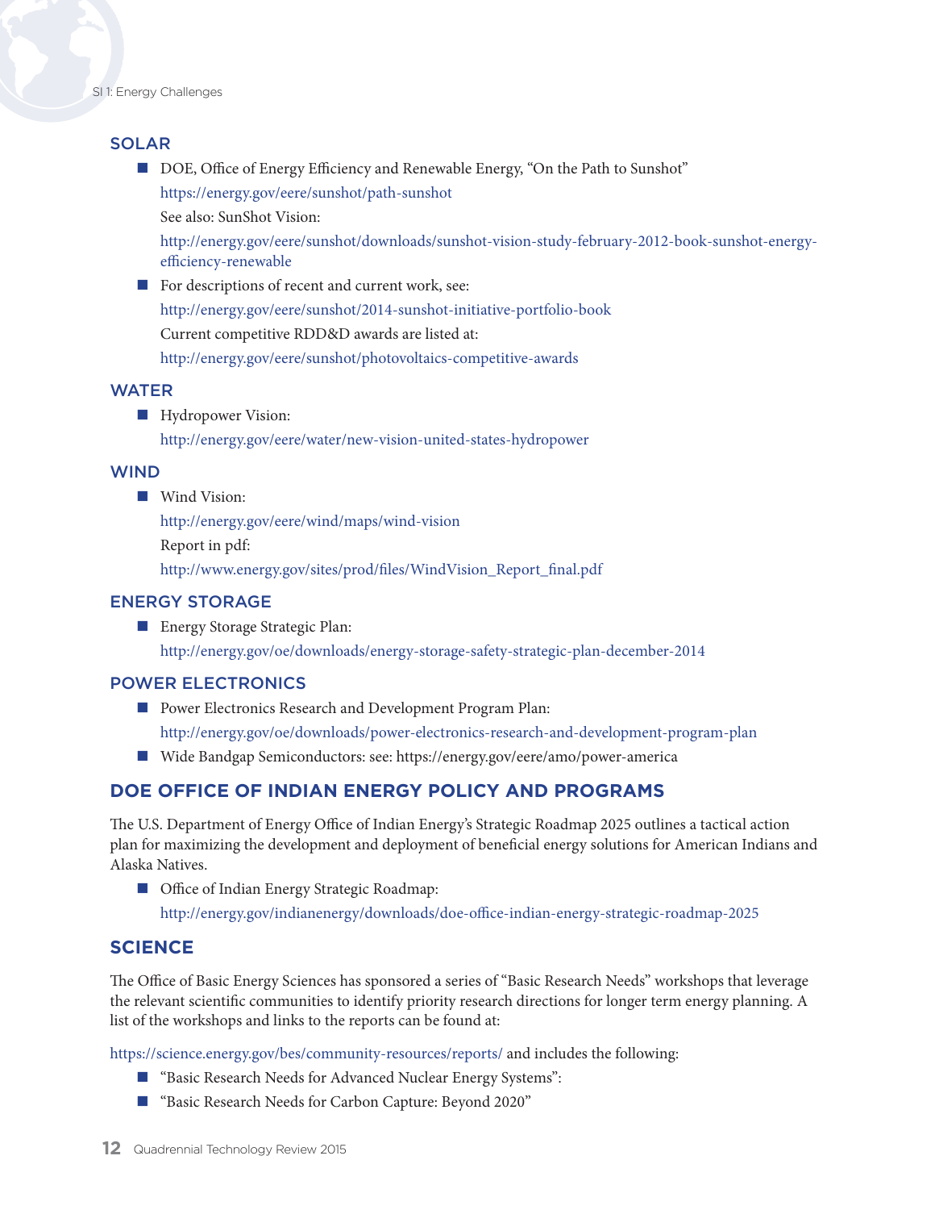## SOLAR

- DOE, Office of Energy Efficiency and Renewable Energy, "On the Path to Sunshot"
  https://energy.gov/eere/sunshot/path-sunshot
  See also: SunShot Vision:
  http://energy.gov/eere/sunshot/downloads/sunshot-vision-study-february-2012-book-sunshot-energy-efficiency-renewable
- For descriptions of recent and current work, see:
  http://energy.gov/eere/sunshot/2014-sunshot-initiative-portfolio-book
  Current competitive RDD&D awards are listed at:
  http://energy.gov/eere/sunshot/photovoltaics-competitive-awards

## WATER

- Hydropower Vision:
  http://energy.gov/eere/water/new-vision-united-states-hydropower

## WIND

- Wind Vision:
  http://energy.gov/eere/wind/maps/wind-vision
  Report in pdf:
  http://www.energy.gov/sites/prod/files/WindVision_Report_final.pdf

## ENERGY STORAGE

- Energy Storage Strategic Plan:
  http://energy.gov/oe/downloads/energy-storage-safety-strategic-plan-december-2014

## POWER ELECTRONICS

- Power Electronics Research and Development Program Plan:
  http://energy.gov/oe/downloads/power-electronics-research-and-development-program-plan
- Wide Bandgap Semiconductors: see: https://energy.gov/eere/amo/power-america

# DOE OFFICE OF INDIAN ENERGY POLICY AND PROGRAMS

The U.S. Department of Energy Office of Indian Energy's Strategic Roadmap 2025 outlines a tactical action plan for maximizing the development and deployment of beneficial energy solutions for American Indians and Alaska Natives.

- Office of Indian Energy Strategic Roadmap:
  http://energy.gov/indianenergy/downloads/doe-office-indian-energy-strategic-roadmap-2025

# SCIENCE

The Office of Basic Energy Sciences has sponsored a series of "Basic Research Needs" workshops that leverage the relevant scientific communities to identify priority research directions for longer term energy planning. A list of the workshops and links to the reports can be found at:

https://science.energy.gov/bes/community-resources/reports/ and includes the following:

- "Basic Research Needs for Advanced Nuclear Energy Systems":
- "Basic Research Needs for Carbon Capture: Beyond 2020"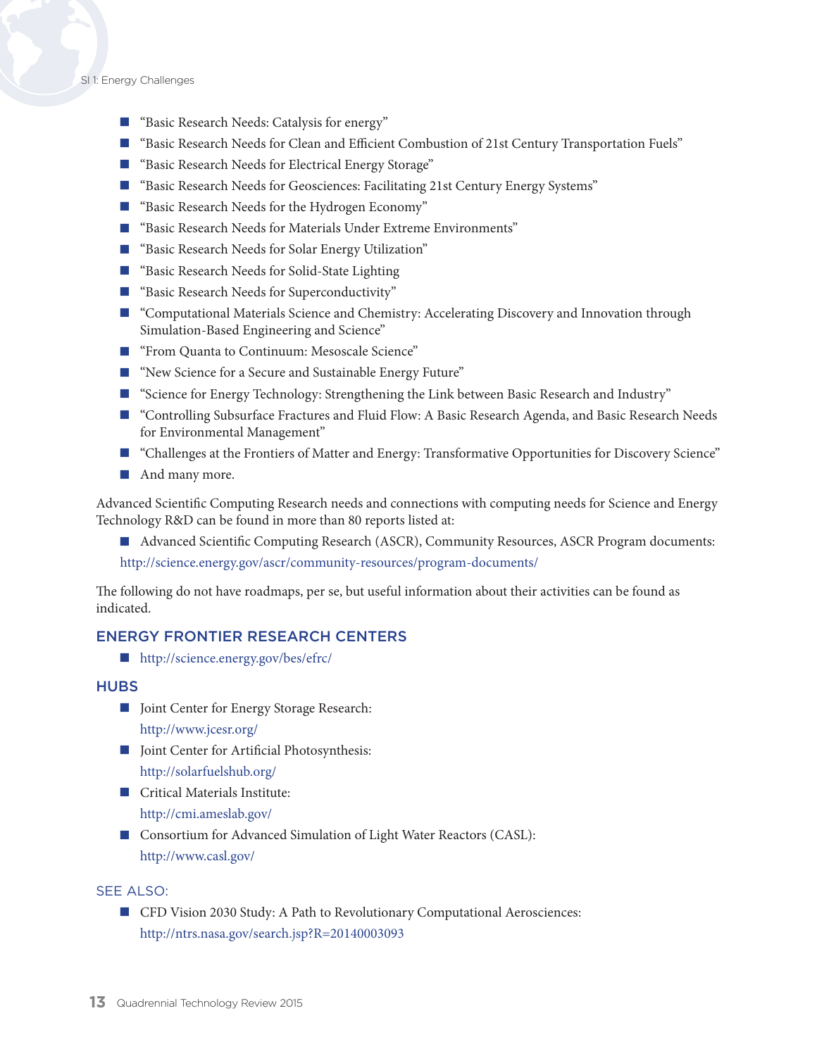- "Basic Research Needs: Catalysis for energy"
- "Basic Research Needs for Clean and Efficient Combustion of 21st Century Transportation Fuels"
- "Basic Research Needs for Electrical Energy Storage"
- "Basic Research Needs for Geosciences: Facilitating 21st Century Energy Systems"
- "Basic Research Needs for the Hydrogen Economy"
- "Basic Research Needs for Materials Under Extreme Environments"
- "Basic Research Needs for Solar Energy Utilization"
- "Basic Research Needs for Solid-State Lighting
- "Basic Research Needs for Superconductivity"
- "Computational Materials Science and Chemistry: Accelerating Discovery and Innovation through Simulation-Based Engineering and Science"
- "From Quanta to Continuum: Mesoscale Science"
- "New Science for a Secure and Sustainable Energy Future"
- "Science for Energy Technology: Strengthening the Link between Basic Research and Industry"
- "Controlling Subsurface Fractures and Fluid Flow: A Basic Research Agenda, and Basic Research Needs for Environmental Management"
- "Challenges at the Frontiers of Matter and Energy: Transformative Opportunities for Discovery Science"
- And many more.

Advanced Scientific Computing Research needs and connections with computing needs for Science and Energy Technology R&D can be found in more than 80 reports listed at:

- Advanced Scientific Computing Research (ASCR), Community Resources, ASCR Program documents: http://science.energy.gov/ascr/community-resources/program-documents/

The following do not have roadmaps, per se, but useful information about their activities can be found as indicated.

## ENERGY FRONTIER RESEARCH CENTERS

- http://science.energy.gov/bes/efrc/

## HUBS

- Joint Center for Energy Storage Research: http://www.jcesr.org/
- Joint Center for Artificial Photosynthesis: http://solarfuelshub.org/
- Critical Materials Institute: http://cmi.ameslab.gov/
- Consortium for Advanced Simulation of Light Water Reactors (CASL): http://www.casl.gov/

## SEE ALSO:

- CFD Vision 2030 Study: A Path to Revolutionary Computational Aerosciences: http://ntrs.nasa.gov/search.jsp?R=20140003093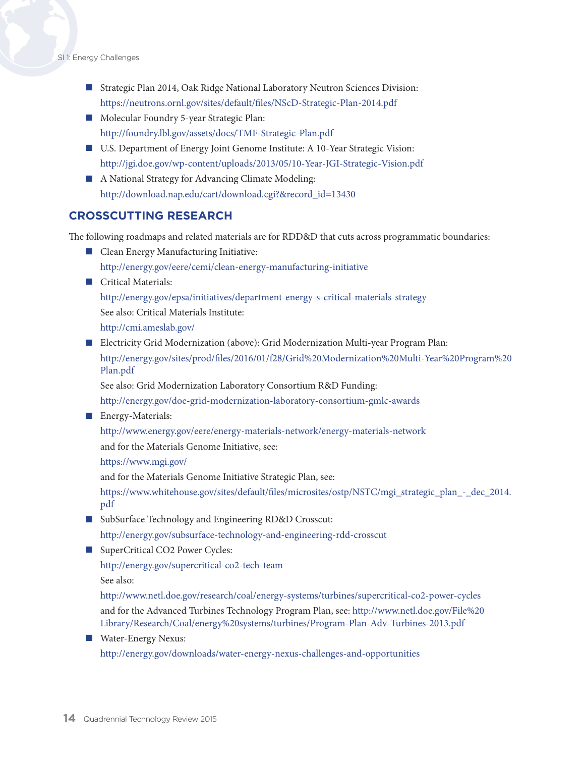- Strategic Plan 2014, Oak Ridge National Laboratory Neutron Sciences Division: https://neutrons.ornl.gov/sites/default/files/NScD-Strategic-Plan-2014.pdf
- Molecular Foundry 5-year Strategic Plan: http://foundry.lbl.gov/assets/docs/TMF-Strategic-Plan.pdf
- U.S. Department of Energy Joint Genome Institute: A 10-Year Strategic Vision: http://jgi.doe.gov/wp-content/uploads/2013/05/10-Year-JGI-Strategic-Vision.pdf
- A National Strategy for Advancing Climate Modeling: http://download.nap.edu/cart/download.cgi?&record_id=13430

## CROSSCUTTING RESEARCH

The following roadmaps and related materials are for RDD&D that cuts across programmatic boundaries:

- Clean Energy Manufacturing Initiative: http://energy.gov/eere/cemi/clean-energy-manufacturing-initiative
- Critical Materials: http://energy.gov/epsa/initiatives/department-energy-s-critical-materials-strategy
  See also: Critical Materials Institute: http://cmi.ameslab.gov/
- Electricity Grid Modernization (above): Grid Modernization Multi-year Program Plan: http://energy.gov/sites/prod/files/2016/01/f28/Grid%20Modernization%20Multi-Year%20Program%20Plan.pdf
  See also: Grid Modernization Laboratory Consortium R&D Funding: http://energy.gov/doe-grid-modernization-laboratory-consortium-gmlc-awards
- Energy-Materials: http://www.energy.gov/eere/energy-materials-network/energy-materials-network
  and for the Materials Genome Initiative, see: https://www.mgi.gov/
  and for the Materials Genome Initiative Strategic Plan, see: https://www.whitehouse.gov/sites/default/files/microsites/ostp/NSTC/mgi_strategic_plan_-_dec_2014.pdf
- SubSurface Technology and Engineering RD&D Crosscut: http://energy.gov/subsurface-technology-and-engineering-rdd-crosscut
- SuperCritical CO2 Power Cycles: http://energy.gov/supercritical-co2-tech-team
  See also: http://www.netl.doe.gov/research/coal/energy-systems/turbines/supercritical-co2-power-cycles
  and for the Advanced Turbines Technology Program Plan, see: http://www.netl.doe.gov/File%20Library/Research/Coal/energy%20systems/turbines/Program-Plan-Adv-Turbines-2013.pdf
- Water-Energy Nexus: http://energy.gov/downloads/water-energy-nexus-challenges-and-opportunities